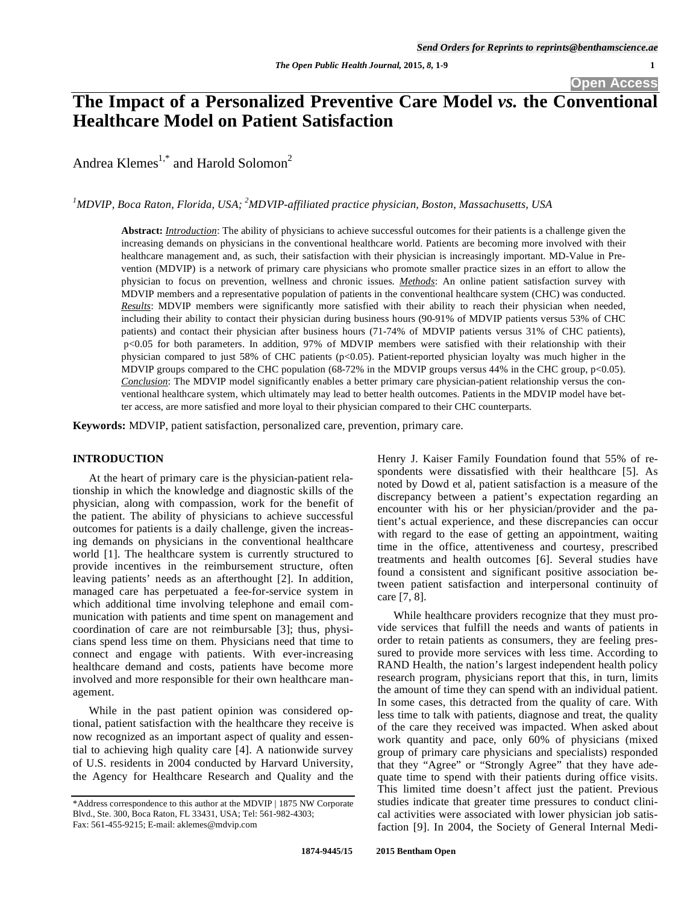# The Impact of a Personalized Preventive Care Model *vs.* the Conventional Healthcare Model on Patient Satisfaction

Andrea Klemes[1,*] and Harold Solomon[2]

[1]*MDVIP, Boca Raton, Florida, USA;* [2]*MDVIP-affiliated practice physician, Boston, Massachusetts, USA*

**Abstract:** *Introduction*: The ability of physicians to achieve successful outcomes for their patients is a challenge given the increasing demands on physicians in the conventional healthcare world. Patients are becoming more involved with their healthcare management and, as such, their satisfaction with their physician is increasingly important. MD-Value in Prevention (MDVIP) is a network of primary care physicians who promote smaller practice sizes in an effort to allow the physician to focus on prevention, wellness and chronic issues. *Methods*: An online patient satisfaction survey with MDVIP members and a representative population of patients in the conventional healthcare system (CHC) was conducted. *Results*: MDVIP members were significantly more satisfied with their ability to reach their physician when needed, including their ability to contact their physician during business hours (90-91% of MDVIP patients versus 53% of CHC patients) and contact their physician after business hours (71-74% of MDVIP patients versus 31% of CHC patients), $p<0.05$ for both parameters. In addition, 97% of MDVIP members were satisfied with their relationship with their physician compared to just 58% of CHC patients ($p<0.05$). Patient-reported physician loyalty was much higher in the MDVIP groups compared to the CHC population (68-72% in the MDVIP groups versus 44% in the CHC group, $p<0.05$). *Conclusion*: The MDVIP model significantly enables a better primary care physician-patient relationship versus the conventional healthcare system, which ultimately may lead to better health outcomes. Patients in the MDVIP model have better access, are more satisfied and more loyal to their physician compared to their CHC counterparts.

**Keywords:** MDVIP, patient satisfaction, personalized care, prevention, primary care.

## INTRODUCTION

At the heart of primary care is the physician-patient relationship in which the knowledge and diagnostic skills of the physician, along with compassion, work for the benefit of the patient. The ability of physicians to achieve successful outcomes for patients is a daily challenge, given the increasing demands on physicians in the conventional healthcare world [1]. The healthcare system is currently structured to provide incentives in the reimbursement structure, often leaving patients' needs as an afterthought [2]. In addition, managed care has perpetuated a fee-for-service system in which additional time involving telephone and email communication with patients and time spent on management and coordination of care are not reimbursable [3]; thus, physicians spend less time on them. Physicians need that time to connect and engage with patients. With ever-increasing healthcare demand and costs, patients have become more involved and more responsible for their own healthcare management.

While in the past patient opinion was considered optional, patient satisfaction with the healthcare they receive is now recognized as an important aspect of quality and essential to achieving high quality care [4]. A nationwide survey of U.S. residents in 2004 conducted by Harvard University, the Agency for Healthcare Research and Quality and the Henry J. Kaiser Family Foundation found that 55% of respondents were dissatisfied with their healthcare [5]. As noted by Dowd et al, patient satisfaction is a measure of the discrepancy between a patient's expectation regarding an encounter with his or her physician/provider and the patient's actual experience, and these discrepancies can occur with regard to the ease of getting an appointment, waiting time in the office, attentiveness and courtesy, prescribed treatments and health outcomes [6]. Several studies have found a consistent and significant positive association between patient satisfaction and interpersonal continuity of care [7, 8].

While healthcare providers recognize that they must provide services that fulfill the needs and wants of patients in order to retain patients as consumers, they are feeling pressured to provide more services with less time. According to RAND Health, the nation's largest independent health policy research program, physicians report that this, in turn, limits the amount of time they can spend with an individual patient. In some cases, this detracted from the quality of care. With less time to talk with patients, diagnose and treat, the quality of the care they received was impacted. When asked about work quantity and pace, only 60% of physicians (mixed group of primary care physicians and specialists) responded that they "Agree" or "Strongly Agree" that they have adequate time to spend with their patients during office visits. This limited time doesn't affect just the patient. Previous studies indicate that greater time pressures to conduct clinical activities were associated with lower physician job satisfaction [9]. In 2004, the Society of General Internal Medi-

*Address correspondence to this author at the MDVIP | 1875 NW Corporate Blvd., Ste. 300, Boca Raton, FL 33431, USA; Tel: 561-982-4303; Fax: 561-455-9215; E-mail: aklemes@mdvip.com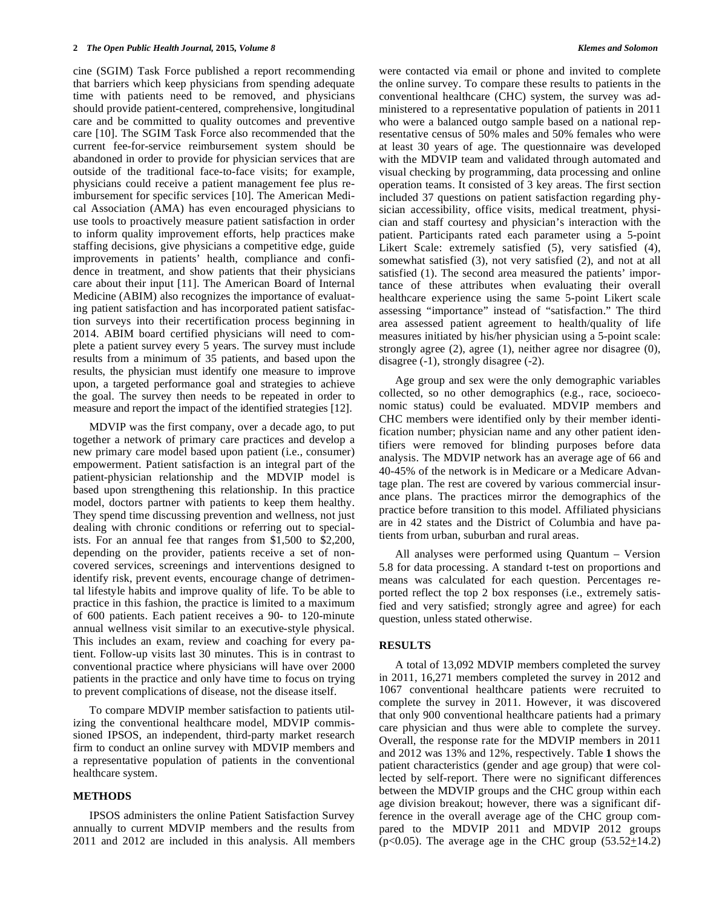cine (SGIM) Task Force published a report recommending that barriers which keep physicians from spending adequate time with patients need to be removed, and physicians should provide patient-centered, comprehensive, longitudinal care and be committed to quality outcomes and preventive care [10]. The SGIM Task Force also recommended that the current fee-for-service reimbursement system should be abandoned in order to provide for physician services that are outside of the traditional face-to-face visits; for example, physicians could receive a patient management fee plus reimbursement for specific services [10]. The American Medical Association (AMA) has even encouraged physicians to use tools to proactively measure patient satisfaction in order to inform quality improvement efforts, help practices make staffing decisions, give physicians a competitive edge, guide improvements in patients' health, compliance and confidence in treatment, and show patients that their physicians care about their input [11]. The American Board of Internal Medicine (ABIM) also recognizes the importance of evaluating patient satisfaction and has incorporated patient satisfaction surveys into their recertification process beginning in 2014. ABIM board certified physicians will need to complete a patient survey every 5 years. The survey must include results from a minimum of 35 patients, and based upon the results, the physician must identify one measure to improve upon, a targeted performance goal and strategies to achieve the goal. The survey then needs to be repeated in order to measure and report the impact of the identified strategies [12].

MDVIP was the first company, over a decade ago, to put together a network of primary care practices and develop a new primary care model based upon patient (i.e., consumer) empowerment. Patient satisfaction is an integral part of the patient-physician relationship and the MDVIP model is based upon strengthening this relationship. In this practice model, doctors partner with patients to keep them healthy. They spend time discussing prevention and wellness, not just dealing with chronic conditions or referring out to specialists. For an annual fee that ranges from $1,500 to $2,200, depending on the provider, patients receive a set of non-covered services, screenings and interventions designed to identify risk, prevent events, encourage change of detrimental lifestyle habits and improve quality of life. To be able to practice in this fashion, the practice is limited to a maximum of 600 patients. Each patient receives a 90- to 120-minute annual wellness visit similar to an executive-style physical. This includes an exam, review and coaching for every patient. Follow-up visits last 30 minutes. This is in contrast to conventional practice where physicians will have over 2000 patients in the practice and only have time to focus on trying to prevent complications of disease, not the disease itself.

To compare MDVIP member satisfaction to patients utilizing the conventional healthcare model, MDVIP commissioned IPSOS, an independent, third-party market research firm to conduct an online survey with MDVIP members and a representative population of patients in the conventional healthcare system.

## METHODS

IPSOS administers the online Patient Satisfaction Survey annually to current MDVIP members and the results from 2011 and 2012 are included in this analysis. All members were contacted via email or phone and invited to complete the online survey. To compare these results to patients in the conventional healthcare (CHC) system, the survey was administered to a representative population of patients in 2011 who were a balanced outgo sample based on a national representative census of 50% males and 50% females who were at least 30 years of age. The questionnaire was developed with the MDVIP team and validated through automated and visual checking by programming, data processing and online operation teams. It consisted of 3 key areas. The first section included 37 questions on patient satisfaction regarding physician accessibility, office visits, medical treatment, physician and staff courtesy and physician's interaction with the patient. Participants rated each parameter using a 5-point Likert Scale: extremely satisfied (5), very satisfied (4), somewhat satisfied (3), not very satisfied (2), and not at all satisfied (1). The second area measured the patients' importance of these attributes when evaluating their overall healthcare experience using the same 5-point Likert scale assessing "importance" instead of "satisfaction." The third area assessed patient agreement to health/quality of life measures initiated by his/her physician using a 5-point scale: strongly agree (2), agree (1), neither agree nor disagree (0), disagree (-1), strongly disagree (-2).

Age group and sex were the only demographic variables collected, so no other demographics (e.g., race, socioeconomic status) could be evaluated. MDVIP members and CHC members were identified only by their member identification number; physician name and any other patient identifiers were removed for blinding purposes before data analysis. The MDVIP network has an average age of 66 and 40-45% of the network is in Medicare or a Medicare Advantage plan. The rest are covered by various commercial insurance plans. The practices mirror the demographics of the practice before transition to this model. Affiliated physicians are in 42 states and the District of Columbia and have patients from urban, suburban and rural areas.

All analyses were performed using Quantum – Version 5.8 for data processing. A standard t-test on proportions and means was calculated for each question. Percentages reported reflect the top 2 box responses (i.e., extremely satisfied and very satisfied; strongly agree and agree) for each question, unless stated otherwise.

## RESULTS

A total of 13,092 MDVIP members completed the survey in 2011, 16,271 members completed the survey in 2012 and 1067 conventional healthcare patients were recruited to complete the survey in 2011. However, it was discovered that only 900 conventional healthcare patients had a primary care physician and thus were able to complete the survey. Overall, the response rate for the MDVIP members in 2011 and 2012 was 13% and 12%, respectively. Table **1** shows the patient characteristics (gender and age group) that were collected by self-report. There were no significant differences between the MDVIP groups and the CHC group within each age division breakout; however, there was a significant difference in the overall average age of the CHC group compared to the MDVIP 2011 and MDVIP 2012 groups ($p<0.05$). The average age in the CHC group ($53.52 \pm 14.2$)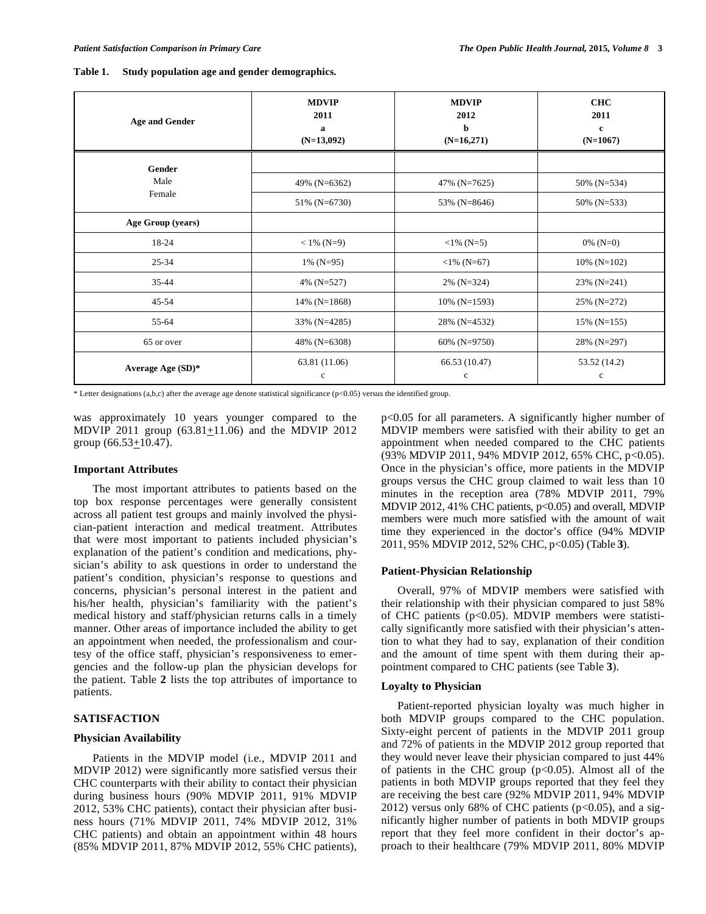**Table 1. Study population age and gender demographics.**

| Age and Gender | MDVIP 2011 a (N=13,092) | MDVIP 2012 b (N=16,271) | CHC 2011 c (N=1067) |
|---|---|---|---|
| **Gender** | | | |
| Male | 49% (N=6362) | 47% (N=7625) | 50% (N=534) |
| Female | 51% (N=6730) | 53% (N=8646) | 50% (N=533) |
| **Age Group (years)** | | | |
| 18-24 | < 1% (N=9) | <1% (N=5) | 0% (N=0) |
| 25-34 | 1% (N=95) | <1% (N=67) | 10% (N=102) |
| 35-44 | 4% (N=527) | 2% (N=324) | 23% (N=241) |
| 45-54 | 14% (N=1868) | 10% (N=1593) | 25% (N=272) |
| 55-64 | 33% (N=4285) | 28% (N=4532) | 15% (N=155) |
| 65 or over | 48% (N=6308) | 60% (N=9750) | 28% (N=297) |
| **Average Age (SD)*** | 63.81 (11.06) c | 66.53 (10.47) c | 53.52 (14.2) c |

\* Letter designations (a,b,c) after the average age denote statistical significance ($p<0.05$) versus the identified group.

was approximately 10 years younger compared to the MDVIP 2011 group (63.81±11.06) and the MDVIP 2012 group (66.53±10.47).

### Important Attributes

The most important attributes to patients based on the top box response percentages were generally consistent across all patient test groups and mainly involved the physician-patient interaction and medical treatment. Attributes that were most important to patients included physician's explanation of the patient's condition and medications, physician's ability to ask questions in order to understand the patient's condition, physician's response to questions and concerns, physician's personal interest in the patient and his/her health, physician's familiarity with the patient's medical history and staff/physician returns calls in a timely manner. Other areas of importance included the ability to get an appointment when needed, the professionalism and courtesy of the office staff, physician's responsiveness to emergencies and the follow-up plan the physician develops for the patient. Table **2** lists the top attributes of importance to patients.

## SATISFACTION

### Physician Availability

Patients in the MDVIP model (i.e., MDVIP 2011 and MDVIP 2012) were significantly more satisfied versus their CHC counterparts with their ability to contact their physician during business hours (90% MDVIP 2011, 91% MDVIP 2012, 53% CHC patients), contact their physician after business hours (71% MDVIP 2011, 74% MDVIP 2012, 31% CHC patients) and obtain an appointment within 48 hours (85% MDVIP 2011, 87% MDVIP 2012, 55% CHC patients), $p<0.05$ for all parameters. A significantly higher number of MDVIP members were satisfied with their ability to get an appointment when needed compared to the CHC patients (93% MDVIP 2011, 94% MDVIP 2012, 65% CHC, $p<0.05$). Once in the physician's office, more patients in the MDVIP groups versus the CHC group claimed to wait less than 10 minutes in the reception area (78% MDVIP 2011, 79% MDVIP 2012, 41% CHC patients, $p<0.05$) and overall, MDVIP members were much more satisfied with the amount of wait time they experienced in the doctor's office (94% MDVIP 2011, 95% MDVIP 2012, 52% CHC, $p<0.05$) (Table **3**).

### Patient-Physician Relationship

Overall, 97% of MDVIP members were satisfied with their relationship with their physician compared to just 58% of CHC patients ($p<0.05$). MDVIP members were statistically significantly more satisfied with their physician's attention to what they had to say, explanation of their condition and the amount of time spent with them during their appointment compared to CHC patients (see Table **3**).

### Loyalty to Physician

Patient-reported physician loyalty was much higher in both MDVIP groups compared to the CHC population. Sixty-eight percent of patients in the MDVIP 2011 group and 72% of patients in the MDVIP 2012 group reported that they would never leave their physician compared to just 44% of patients in the CHC group ($p<0.05$). Almost all of the patients in both MDVIP groups reported that they feel they are receiving the best care (92% MDVIP 2011, 94% MDVIP 2012) versus only 68% of CHC patients ($p<0.05$), and a significantly higher number of patients in both MDVIP groups report that they feel more confident in their doctor's approach to their healthcare (79% MDVIP 2011, 80% MDVIP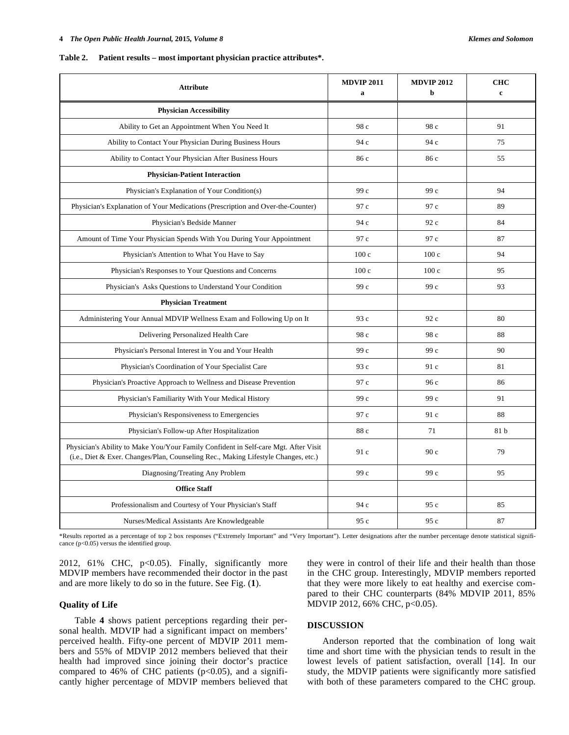**Table 2. Patient results – most important physician practice attributes*.**

| Attribute | MDVIP 2011 a | MDVIP 2012 b | CHC c |
|---|---|---|---|
| **Physician Accessibility** | | | |
| Ability to Get an Appointment When You Need It | 98 c | 98 c | 91 |
| Ability to Contact Your Physician During Business Hours | 94 c | 94 c | 75 |
| Ability to Contact Your Physician After Business Hours | 86 c | 86 c | 55 |
| **Physician-Patient Interaction** | | | |
| Physician's Explanation of Your Condition(s) | 99 c | 99 c | 94 |
| Physician's Explanation of Your Medications (Prescription and Over-the-Counter) | 97 c | 97 c | 89 |
| Physician's Bedside Manner | 94 c | 92 c | 84 |
| Amount of Time Your Physician Spends With You During Your Appointment | 97 c | 97 c | 87 |
| Physician's Attention to What You Have to Say | 100 c | 100 c | 94 |
| Physician's Responses to Your Questions and Concerns | 100 c | 100 c | 95 |
| Physician's Asks Questions to Understand Your Condition | 99 c | 99 c | 93 |
| **Physician Treatment** | | | |
| Administering Your Annual MDVIP Wellness Exam and Following Up on It | 93 c | 92 c | 80 |
| Delivering Personalized Health Care | 98 c | 98 c | 88 |
| Physician's Personal Interest in You and Your Health | 99 c | 99 c | 90 |
| Physician's Coordination of Your Specialist Care | 93 c | 91 c | 81 |
| Physician's Proactive Approach to Wellness and Disease Prevention | 97 c | 96 c | 86 |
| Physician's Familiarity With Your Medical History | 99 c | 99 c | 91 |
| Physician's Responsiveness to Emergencies | 97 c | 91 c | 88 |
| Physician's Follow-up After Hospitalization | 88 c | 71 | 81 b |
| Physician's Ability to Make You/Your Family Confident in Self-care Mgt. After Visit (i.e., Diet & Exer. Changes/Plan, Counseling Rec., Making Lifestyle Changes, etc.) | 91 c | 90 c | 79 |
| Diagnosing/Treating Any Problem | 99 c | 99 c | 95 |
| **Office Staff** | | | |
| Professionalism and Courtesy of Your Physician's Staff | 94 c | 95 c | 85 |
| Nurses/Medical Assistants Are Knowledgeable | 95 c | 95 c | 87 |

*Results reported as a percentage of top 2 box responses ("Extremely Important" and "Very Important"). Letter designations after the number percentage denote statistical significance ($p<0.05$) versus the identified group.

2012, 61% CHC, $p<0.05$). Finally, significantly more MDVIP members have recommended their doctor in the past and are more likely to do so in the future. See Fig. (**1**).

### Quality of Life

Table **4** shows patient perceptions regarding their personal health. MDVIP had a significant impact on members' perceived health. Fifty-one percent of MDVIP 2011 members and 55% of MDVIP 2012 members believed that their health had improved since joining their doctor's practice compared to 46% of CHC patients ($p<0.05$), and a significantly higher percentage of MDVIP members believed that they were in control of their life and their health than those in the CHC group. Interestingly, MDVIP members reported that they were more likely to eat healthy and exercise compared to their CHC counterparts (84% MDVIP 2011, 85% MDVIP 2012, 66% CHC, $p<0.05$).

## DISCUSSION

Anderson reported that the combination of long wait time and short time with the physician tends to result in the lowest levels of patient satisfaction, overall [14]. In our study, the MDVIP patients were significantly more satisfied with both of these parameters compared to the CHC group.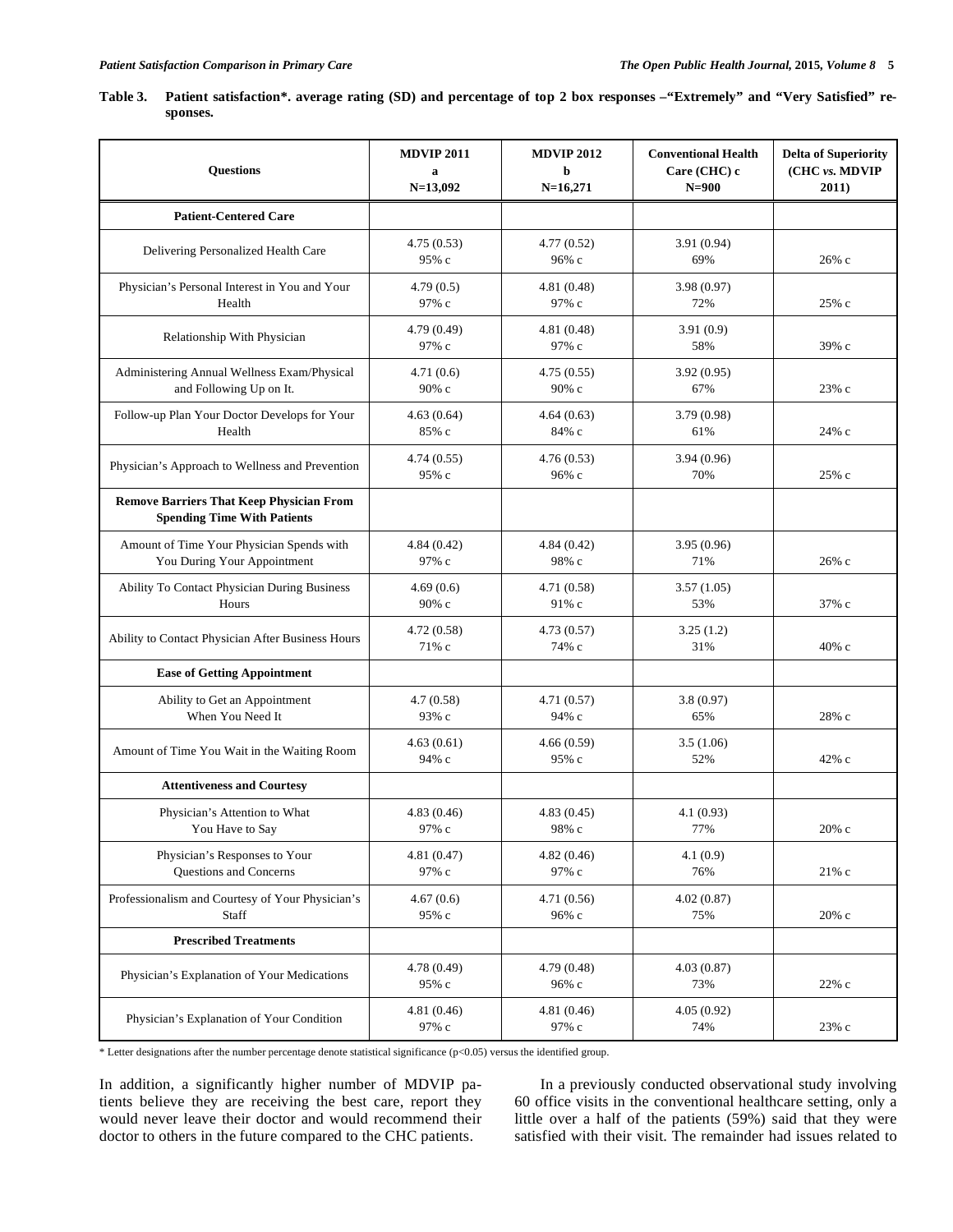**Table 3. Patient satisfaction*. average rating (SD) and percentage of top 2 box responses –"Extremely" and "Very Satisfied" responses.**

| Questions | MDVIP 2011 a N=13,092 | MDVIP 2012 b N=16,271 | Conventional Health Care (CHC) c N=900 | Delta of Superiority (CHC *vs.* MDVIP 2011) |
|---|---|---|---|---|
| **Patient-Centered Care** | | | | |
| Delivering Personalized Health Care | 4.75 (0.53) 95% c | 4.77 (0.52) 96% c | 3.91 (0.94) 69% | 26% c |
| Physician's Personal Interest in You and Your Health | 4.79 (0.5) 97% c | 4.81 (0.48) 97% c | 3.98 (0.97) 72% | 25% c |
| Relationship With Physician | 4.79 (0.49) 97% c | 4.81 (0.48) 97% c | 3.91 (0.9) 58% | 39% c |
| Administering Annual Wellness Exam/Physical and Following Up on It. | 4.71 (0.6) 90% c | 4.75 (0.55) 90% c | 3.92 (0.95) 67% | 23% c |
| Follow-up Plan Your Doctor Develops for Your Health | 4.63 (0.64) 85% c | 4.64 (0.63) 84% c | 3.79 (0.98) 61% | 24% c |
| Physician's Approach to Wellness and Prevention | 4.74 (0.55) 95% c | 4.76 (0.53) 96% c | 3.94 (0.96) 70% | 25% c |
| **Remove Barriers That Keep Physician From Spending Time With Patients** | | | | |
| Amount of Time Your Physician Spends with You During Your Appointment | 4.84 (0.42) 97% c | 4.84 (0.42) 98% c | 3.95 (0.96) 71% | 26% c |
| Ability To Contact Physician During Business Hours | 4.69 (0.6) 90% c | 4.71 (0.58) 91% c | 3.57 (1.05) 53% | 37% c |
| Ability to Contact Physician After Business Hours | 4.72 (0.58) 71% c | 4.73 (0.57) 74% c | 3.25 (1.2) 31% | 40% c |
| **Ease of Getting Appointment** | | | | |
| Ability to Get an Appointment When You Need It | 4.7 (0.58) 93% c | 4.71 (0.57) 94% c | 3.8 (0.97) 65% | 28% c |
| Amount of Time You Wait in the Waiting Room | 4.63 (0.61) 94% c | 4.66 (0.59) 95% c | 3.5 (1.06) 52% | 42% c |
| **Attentiveness and Courtesy** | | | | |
| Physician's Attention to What You Have to Say | 4.83 (0.46) 97% c | 4.83 (0.45) 98% c | 4.1 (0.93) 77% | 20% c |
| Physician's Responses to Your Questions and Concerns | 4.81 (0.47) 97% c | 4.82 (0.46) 97% c | 4.1 (0.9) 76% | 21% c |
| Professionalism and Courtesy of Your Physician's Staff | 4.67 (0.6) 95% c | 4.71 (0.56) 96% c | 4.02 (0.87) 75% | 20% c |
| **Prescribed Treatments** | | | | |
| Physician's Explanation of Your Medications | 4.78 (0.49) 95% c | 4.79 (0.48) 96% c | 4.03 (0.87) 73% | 22% c |
| Physician's Explanation of Your Condition | 4.81 (0.46) 97% c | 4.81 (0.46) 97% c | 4.05 (0.92) 74% | 23% c |

\* Letter designations after the number percentage denote statistical significance ($p<0.05$) versus the identified group.

In addition, a significantly higher number of MDVIP patients believe they are receiving the best care, report they would never leave their doctor and would recommend their doctor to others in the future compared to the CHC patients.

In a previously conducted observational study involving 60 office visits in the conventional healthcare setting, only a little over a half of the patients (59%) said that they were satisfied with their visit. The remainder had issues related to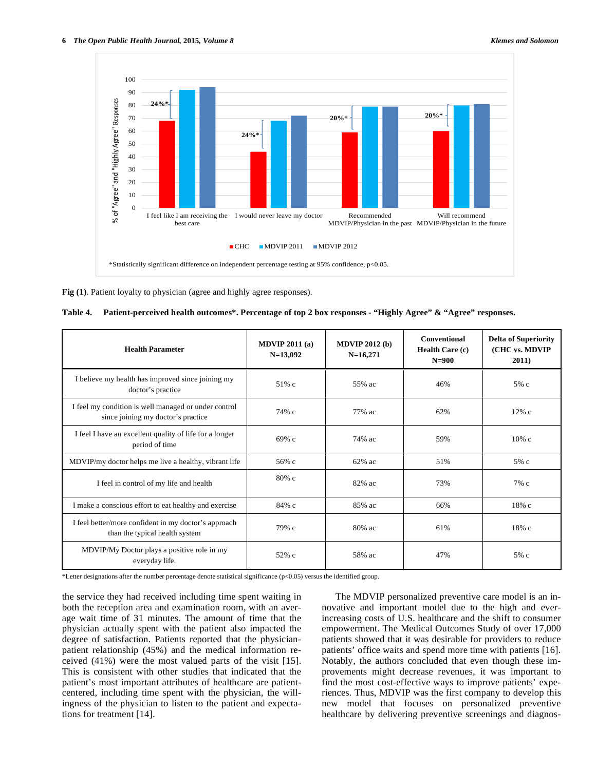Fig (1). Patient loyalty to physician (agree and highly agree responses).

**Table 4. Patient-perceived health outcomes*. Percentage of top 2 box responses - "Highly Agree" & "Agree" responses.**

| Health Parameter | MDVIP 2011 (a) N=13,092 | MDVIP 2012 (b) N=16,271 | Conventional Health Care (c) N=900 | Delta of Superiority (CHC vs. MDVIP 2011) |
|---|---|---|---|---|
| I believe my health has improved since joining my doctor's practice | 51% c | 55% ac | 46% | 5% c |
| I feel my condition is well managed or under control since joining my doctor's practice | 74% c | 77% ac | 62% | 12% c |
| I feel I have an excellent quality of life for a longer period of time | 69% c | 74% ac | 59% | 10% c |
| MDVIP/my doctor helps me live a healthy, vibrant life | 56% c | 62% ac | 51% | 5% c |
| I feel in control of my life and health | 80% c | 82% ac | 73% | 7% c |
| I make a conscious effort to eat healthy and exercise | 84% c | 85% ac | 66% | 18% c |
| I feel better/more confident in my doctor's approach than the typical health system | 79% c | 80% ac | 61% | 18% c |
| MDVIP/My Doctor plays a positive role in my everyday life. | 52% c | 58% ac | 47% | 5% c |

*Letter designations after the number percentage denote statistical significance ($p<0.05$) versus the identified group.

the service they had received including time spent waiting in both the reception area and examination room, with an average wait time of 31 minutes. The amount of time that the physician actually spent with the patient also impacted the degree of satisfaction. Patients reported that the physician-patient relationship (45%) and the medical information received (41%) were the most valued parts of the visit [15]. This is consistent with other studies that indicated that the patient's most important attributes of healthcare are patient-centered, including time spent with the physician, the willingness of the physician to listen to the patient and expectations for treatment [14].

The MDVIP personalized preventive care model is an innovative and important model due to the high and ever-increasing costs of U.S. healthcare and the shift to consumer empowerment. The Medical Outcomes Study of over 17,000 patients showed that it was desirable for providers to reduce patients' office waits and spend more time with patients [16]. Notably, the authors concluded that even though these improvements might decrease revenues, it was important to find the most cost-effective ways to improve patients' experiences. Thus, MDVIP was the first company to develop this new model that focuses on personalized preventive healthcare by delivering preventive screenings and diagnos-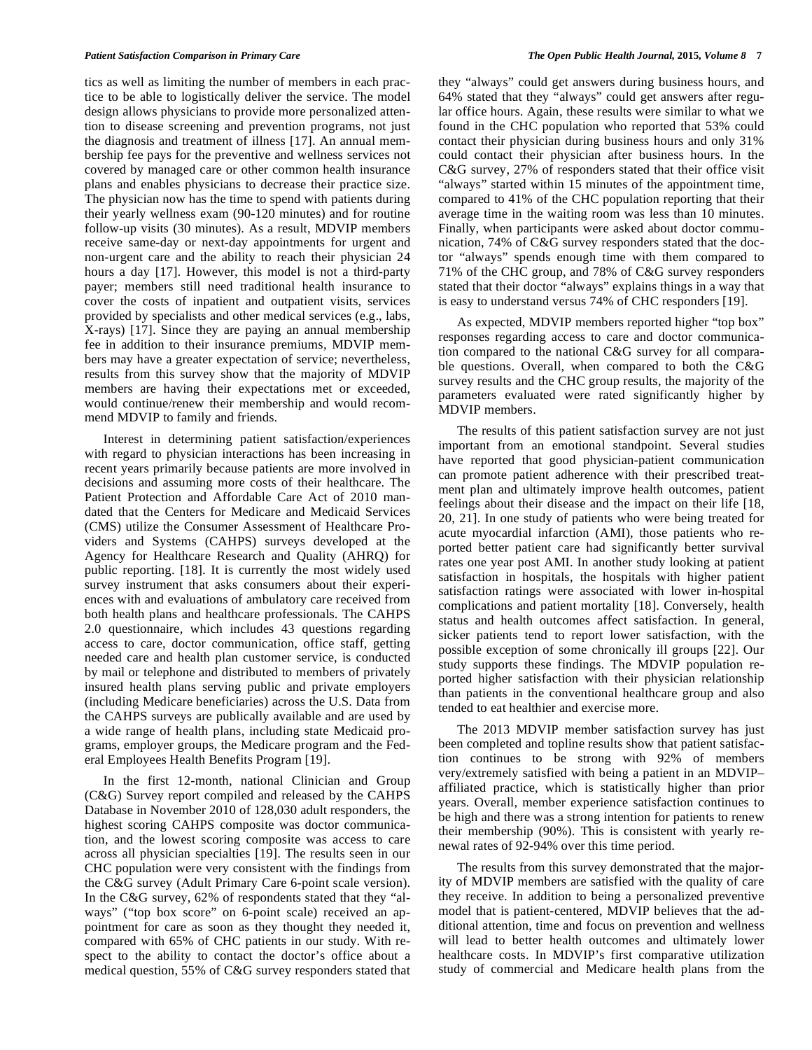tics as well as limiting the number of members in each practice to be able to logistically deliver the service. The model design allows physicians to provide more personalized attention to disease screening and prevention programs, not just the diagnosis and treatment of illness [17]. An annual membership fee pays for the preventive and wellness services not covered by managed care or other common health insurance plans and enables physicians to decrease their practice size. The physician now has the time to spend with patients during their yearly wellness exam (90-120 minutes) and for routine follow-up visits (30 minutes). As a result, MDVIP members receive same-day or next-day appointments for urgent and non-urgent care and the ability to reach their physician 24 hours a day [17]. However, this model is not a third-party payer; members still need traditional health insurance to cover the costs of inpatient and outpatient visits, services provided by specialists and other medical services (e.g., labs, X-rays) [17]. Since they are paying an annual membership fee in addition to their insurance premiums, MDVIP members may have a greater expectation of service; nevertheless, results from this survey show that the majority of MDVIP members are having their expectations met or exceeded, would continue/renew their membership and would recommend MDVIP to family and friends.

Interest in determining patient satisfaction/experiences with regard to physician interactions has been increasing in recent years primarily because patients are more involved in decisions and assuming more costs of their healthcare. The Patient Protection and Affordable Care Act of 2010 mandated that the Centers for Medicare and Medicaid Services (CMS) utilize the Consumer Assessment of Healthcare Providers and Systems (CAHPS) surveys developed at the Agency for Healthcare Research and Quality (AHRQ) for public reporting. [18]. It is currently the most widely used survey instrument that asks consumers about their experiences with and evaluations of ambulatory care received from both health plans and healthcare professionals. The CAHPS 2.0 questionnaire, which includes 43 questions regarding access to care, doctor communication, office staff, getting needed care and health plan customer service, is conducted by mail or telephone and distributed to members of privately insured health plans serving public and private employers (including Medicare beneficiaries) across the U.S. Data from the CAHPS surveys are publically available and are used by a wide range of health plans, including state Medicaid programs, employer groups, the Medicare program and the Federal Employees Health Benefits Program [19].

In the first 12-month, national Clinician and Group (C&G) Survey report compiled and released by the CAHPS Database in November 2010 of 128,030 adult responders, the highest scoring CAHPS composite was doctor communication, and the lowest scoring composite was access to care across all physician specialties [19]. The results seen in our CHC population were very consistent with the findings from the C&G survey (Adult Primary Care 6-point scale version). In the C&G survey, 62% of respondents stated that they "always" ("top box score" on 6-point scale) received an appointment for care as soon as they thought they needed it, compared with 65% of CHC patients in our study. With respect to the ability to contact the doctor's office about a medical question, 55% of C&G survey responders stated that they "always" could get answers during business hours, and 64% stated that they "always" could get answers after regular office hours. Again, these results were similar to what we found in the CHC population who reported that 53% could contact their physician during business hours and only 31% could contact their physician after business hours. In the C&G survey, 27% of responders stated that their office visit "always" started within 15 minutes of the appointment time, compared to 41% of the CHC population reporting that their average time in the waiting room was less than 10 minutes. Finally, when participants were asked about doctor communication, 74% of C&G survey responders stated that the doctor "always" spends enough time with them compared to 71% of the CHC group, and 78% of C&G survey responders stated that their doctor "always" explains things in a way that is easy to understand versus 74% of CHC responders [19].

As expected, MDVIP members reported higher "top box" responses regarding access to care and doctor communication compared to the national C&G survey for all comparable questions. Overall, when compared to both the C&G survey results and the CHC group results, the majority of the parameters evaluated were rated significantly higher by MDVIP members.

The results of this patient satisfaction survey are not just important from an emotional standpoint. Several studies have reported that good physician-patient communication can promote patient adherence with their prescribed treatment plan and ultimately improve health outcomes, patient feelings about their disease and the impact on their life [18, 20, 21]. In one study of patients who were being treated for acute myocardial infarction (AMI), those patients who reported better patient care had significantly better survival rates one year post AMI. In another study looking at patient satisfaction in hospitals, the hospitals with higher patient satisfaction ratings were associated with lower in-hospital complications and patient mortality [18]. Conversely, health status and health outcomes affect satisfaction. In general, sicker patients tend to report lower satisfaction, with the possible exception of some chronically ill groups [22]. Our study supports these findings. The MDVIP population reported higher satisfaction with their physician relationship than patients in the conventional healthcare group and also tended to eat healthier and exercise more.

The 2013 MDVIP member satisfaction survey has just been completed and topline results show that patient satisfaction continues to be strong with 92% of members very/extremely satisfied with being a patient in an MDVIP–affiliated practice, which is statistically higher than prior years. Overall, member experience satisfaction continues to be high and there was a strong intention for patients to renew their membership (90%). This is consistent with yearly renewal rates of 92-94% over this time period.

The results from this survey demonstrated that the majority of MDVIP members are satisfied with the quality of care they receive. In addition to being a personalized preventive model that is patient-centered, MDVIP believes that the additional attention, time and focus on prevention and wellness will lead to better health outcomes and ultimately lower healthcare costs. In MDVIP's first comparative utilization study of commercial and Medicare health plans from the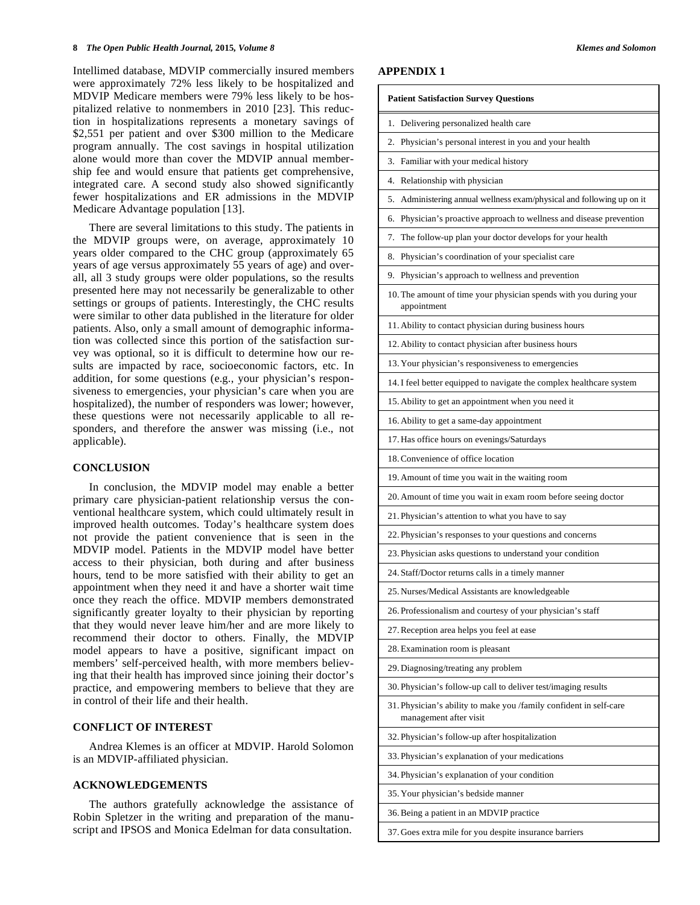Intellimed database, MDVIP commercially insured members were approximately 72% less likely to be hospitalized and MDVIP Medicare members were 79% less likely to be hospitalized relative to nonmembers in 2010 [23]. This reduction in hospitalizations represents a monetary savings of $2,551 per patient and over $300 million to the Medicare program annually. The cost savings in hospital utilization alone would more than cover the MDVIP annual membership fee and would ensure that patients get comprehensive, integrated care. A second study also showed significantly fewer hospitalizations and ER admissions in the MDVIP Medicare Advantage population [13].

There are several limitations to this study. The patients in the MDVIP groups were, on average, approximately 10 years older compared to the CHC group (approximately 65 years of age versus approximately 55 years of age) and overall, all 3 study groups were older populations, so the results presented here may not necessarily be generalizable to other settings or groups of patients. Interestingly, the CHC results were similar to other data published in the literature for older patients. Also, only a small amount of demographic information was collected since this portion of the satisfaction survey was optional, so it is difficult to determine how our results are impacted by race, socioeconomic factors, etc. In addition, for some questions (e.g., your physician's responsiveness to emergencies, your physician's care when you are hospitalized), the number of responders was lower; however, these questions were not necessarily applicable to all responders, and therefore the answer was missing (i.e., not applicable).

## CONCLUSION

In conclusion, the MDVIP model may enable a better primary care physician-patient relationship versus the conventional healthcare system, which could ultimately result in improved health outcomes. Today's healthcare system does not provide the patient convenience that is seen in the MDVIP model. Patients in the MDVIP model have better access to their physician, both during and after business hours, tend to be more satisfied with their ability to get an appointment when they need it and have a shorter wait time once they reach the office. MDVIP members demonstrated significantly greater loyalty to their physician by reporting that they would never leave him/her and are more likely to recommend their doctor to others. Finally, the MDVIP model appears to have a positive, significant impact on members' self-perceived health, with more members believing that their health has improved since joining their doctor's practice, and empowering members to believe that they are in control of their life and their health.

## CONFLICT OF INTEREST

Andrea Klemes is an officer at MDVIP. Harold Solomon is an MDVIP-affiliated physician.

## ACKNOWLEDGEMENTS

The authors gratefully acknowledge the assistance of Robin Spletzer in the writing and preparation of the manuscript and IPSOS and Monica Edelman for data consultation.

## APPENDIX 1

| Patient Satisfaction Survey Questions |
|---|
| 1. Delivering personalized health care |
| 2. Physician's personal interest in you and your health |
| 3. Familiar with your medical history |
| 4. Relationship with physician |
| 5. Administering annual wellness exam/physical and following up on it |
| 6. Physician's proactive approach to wellness and disease prevention |
| 7. The follow-up plan your doctor develops for your health |
| 8. Physician's coordination of your specialist care |
| 9. Physician's approach to wellness and prevention |
| 10. The amount of time your physician spends with you during your appointment |
| 11. Ability to contact physician during business hours |
| 12. Ability to contact physician after business hours |
| 13. Your physician's responsiveness to emergencies |
| 14. I feel better equipped to navigate the complex healthcare system |
| 15. Ability to get an appointment when you need it |
| 16. Ability to get a same-day appointment |
| 17. Has office hours on evenings/Saturdays |
| 18. Convenience of office location |
| 19. Amount of time you wait in the waiting room |
| 20. Amount of time you wait in exam room before seeing doctor |
| 21. Physician's attention to what you have to say |
| 22. Physician's responses to your questions and concerns |
| 23. Physician asks questions to understand your condition |
| 24. Staff/Doctor returns calls in a timely manner |
| 25. Nurses/Medical Assistants are knowledgeable |
| 26. Professionalism and courtesy of your physician's staff |
| 27. Reception area helps you feel at ease |
| 28. Examination room is pleasant |
| 29. Diagnosing/treating any problem |
| 30. Physician's follow-up call to deliver test/imaging results |
| 31. Physician's ability to make you /family confident in self-care management after visit |
| 32. Physician's follow-up after hospitalization |
| 33. Physician's explanation of your medications |
| 34. Physician's explanation of your condition |
| 35. Your physician's bedside manner |
| 36. Being a patient in an MDVIP practice |
| 37. Goes extra mile for you despite insurance barriers |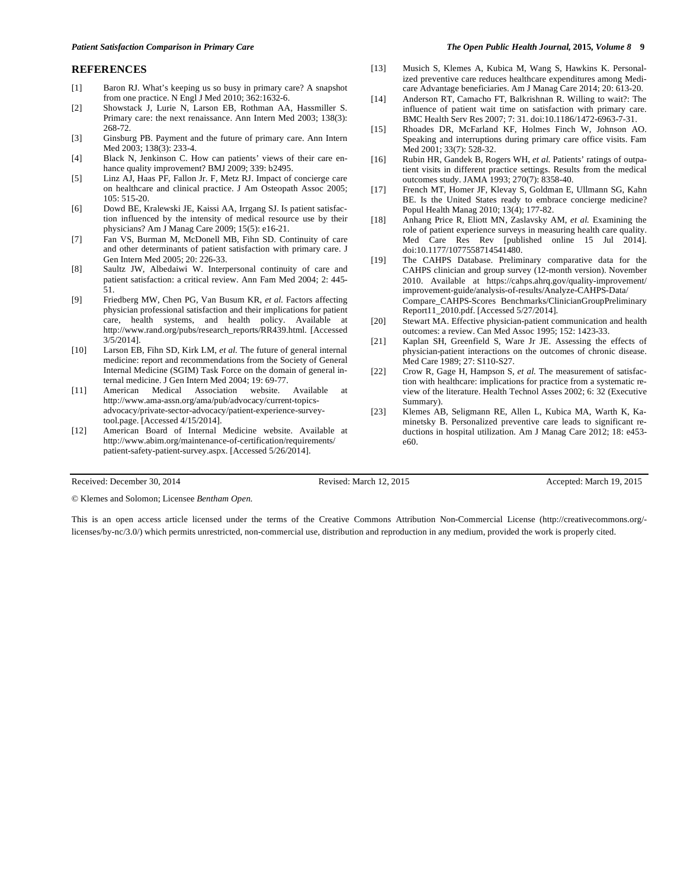## REFERENCES

[1] Baron RJ. What's keeping us so busy in primary care? A snapshot from one practice. N Engl J Med 2010; 362:1632-6.

[2] Showstack J, Lurie N, Larson EB, Rothman AA, Hassmiller S. Primary care: the next renaissance. Ann Intern Med 2003; 138(3): 268-72.

[3] Ginsburg PB. Payment and the future of primary care. Ann Intern Med 2003; 138(3): 233-4.

[4] Black N, Jenkinson C. How can patients' views of their care enhance quality improvement? BMJ 2009; 339: b2495.

[5] Linz AJ, Haas PF, Fallon Jr. F, Metz RJ. Impact of concierge care on healthcare and clinical practice. J Am Osteopath Assoc 2005; 105: 515-20.

[6] Dowd BE, Kralewski JE, Kaissi AA, Irrgang SJ. Is patient satisfaction influenced by the intensity of medical resource use by their physicians? Am J Manag Care 2009; 15(5): e16-21.

[7] Fan VS, Burman M, McDonell MB, Fihn SD. Continuity of care and other determinants of patient satisfaction with primary care. J Gen Intern Med 2005; 20: 226-33.

[8] Saultz JW, Albedaiwi W. Interpersonal continuity of care and patient satisfaction: a critical review. Ann Fam Med 2004; 2: 445-51.

[9] Friedberg MW, Chen PG, Van Busum KR, *et al.* Factors affecting physician professional satisfaction and their implications for patient care, health systems, and health policy. Available at http://www.rand.org/pubs/research_reports/RR439.html. [Accessed 3/5/2014].

[10] Larson EB, Fihn SD, Kirk LM, *et al.* The future of general internal medicine: report and recommendations from the Society of General Internal Medicine (SGIM) Task Force on the domain of general internal medicine. J Gen Intern Med 2004; 19: 69-77.

[11] American Medical Association website. Available at http://www.ama-assn.org/ama/pub/advocacy/current-topics-advocacy/private-sector-advocacy/patient-experience-survey-tool.page. [Accessed 4/15/2014].

[12] American Board of Internal Medicine website. Available at http://www.abim.org/maintenance-of-certification/requirements/patient-safety-patient-survey.aspx. [Accessed 5/26/2014].

[13] Musich S, Klemes A, Kubica M, Wang S, Hawkins K. Personalized preventive care reduces healthcare expenditures among Medicare Advantage beneficiaries. Am J Manag Care 2014; 20: 613-20.

[14] Anderson RT, Camacho FT, Balkrishnan R. Willing to wait?: The influence of patient wait time on satisfaction with primary care. BMC Health Serv Res 2007; 7: 31. doi:10.1186/1472-6963-7-31.

[15] Rhoades DR, McFarland KF, Holmes Finch W, Johnson AO. Speaking and interruptions during primary care office visits. Fam Med 2001; 33(7): 528-32.

[16] Rubin HR, Gandek B, Rogers WH, *et al.* Patients' ratings of outpatient visits in different practice settings. Results from the medical outcomes study. JAMA 1993; 270(7): 8358-40.

[17] French MT, Homer JF, Klevay S, Goldman E, Ullmann SG, Kahn BE. Is the United States ready to embrace concierge medicine? Popul Health Manag 2010; 13(4); 177-82.

[18] Anhang Price R, Eliott MN, Zaslavsky AM, *et al.* Examining the role of patient experience surveys in measuring health care quality. Med Care Res Rev [published online 15 Jul 2014]. doi:10.1177/1077558714541480.

[19] The CAHPS Database. Preliminary comparative data for the CAHPS clinician and group survey (12-month version). November 2010. Available at https://cahps.ahrq.gov/quality-improvement/improvement-guide/analysis-of-results/Analyze-CAHPS-Data/Compare_CAHPS-Scores Benchmarks/ClinicianGroupPreliminaryReport11_2010.pdf. [Accessed 5/27/2014].

[20] Stewart MA. Effective physician-patient communication and health outcomes: a review. Can Med Assoc 1995; 152: 1423-33.

[21] Kaplan SH, Greenfield S, Ware Jr JE. Assessing the effects of physician-patient interactions on the outcomes of chronic disease. Med Care 1989; 27: S110-S27.

[22] Crow R, Gage H, Hampson S, *et al.* The measurement of satisfaction with healthcare: implications for practice from a systematic review of the literature. Health Technol Asses 2002; 6: 32 (Executive Summary).

[23] Klemes AB, Seligmann RE, Allen L, Kubica MA, Warth K, Kaminetsky B. Personalized preventive care leads to significant reductions in hospital utilization. Am J Manag Care 2012; 18: e453-e60.

Received: December 30, 2014 Revised: March 12, 2015 Accepted: March 19, 2015

© Klemes and Solomon; Licensee *Bentham Open.*

This is an open access article licensed under the terms of the Creative Commons Attribution Non-Commercial License (http://creativecommons.org/-licenses/by-nc/3.0/) which permits unrestricted, non-commercial use, distribution and reproduction in any medium, provided the work is properly cited.